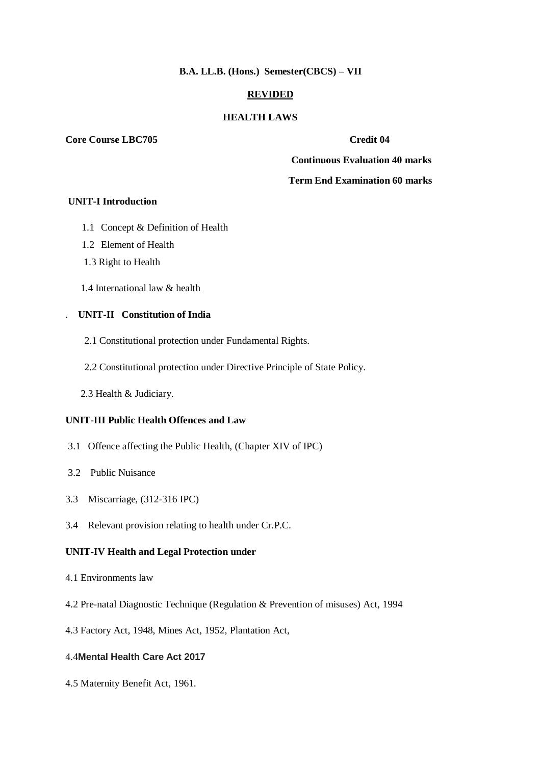**B.A. LL.B. (Hons.) Semester(CBCS) – VII**

**REVIDED**

**HEALTH LAWS**

**Core Course LBC705** **Credit 04**

**Continuous Evaluation 40 marks**

**Term End Examination 60 marks**

**UNIT-I Introduction**

1.1 Concept & Definition of Health

1.2 Element of Health

1.3 Right to Health

1.4 International law & health

. **UNIT-II Constitution of India**

2.1 Constitutional protection under Fundamental Rights.

2.2 Constitutional protection under Directive Principle of State Policy.

2.3 Health & Judiciary.

**UNIT-III Public Health Offences and Law**

3.1 Offence affecting the Public Health, (Chapter XIV of IPC)

3.2 Public Nuisance

3.3 Miscarriage, (312-316 IPC)

3.4 Relevant provision relating to health under Cr.P.C.

**UNIT-IV Health and Legal Protection under**

4.1 Environments law

4.2 Pre-natal Diagnostic Technique (Regulation & Prevention of misuses) Act, 1994

4.3 Factory Act, 1948, Mines Act, 1952, Plantation Act,

4.4**Mental Health Care Act 2017**

4.5 Maternity Benefit Act, 1961.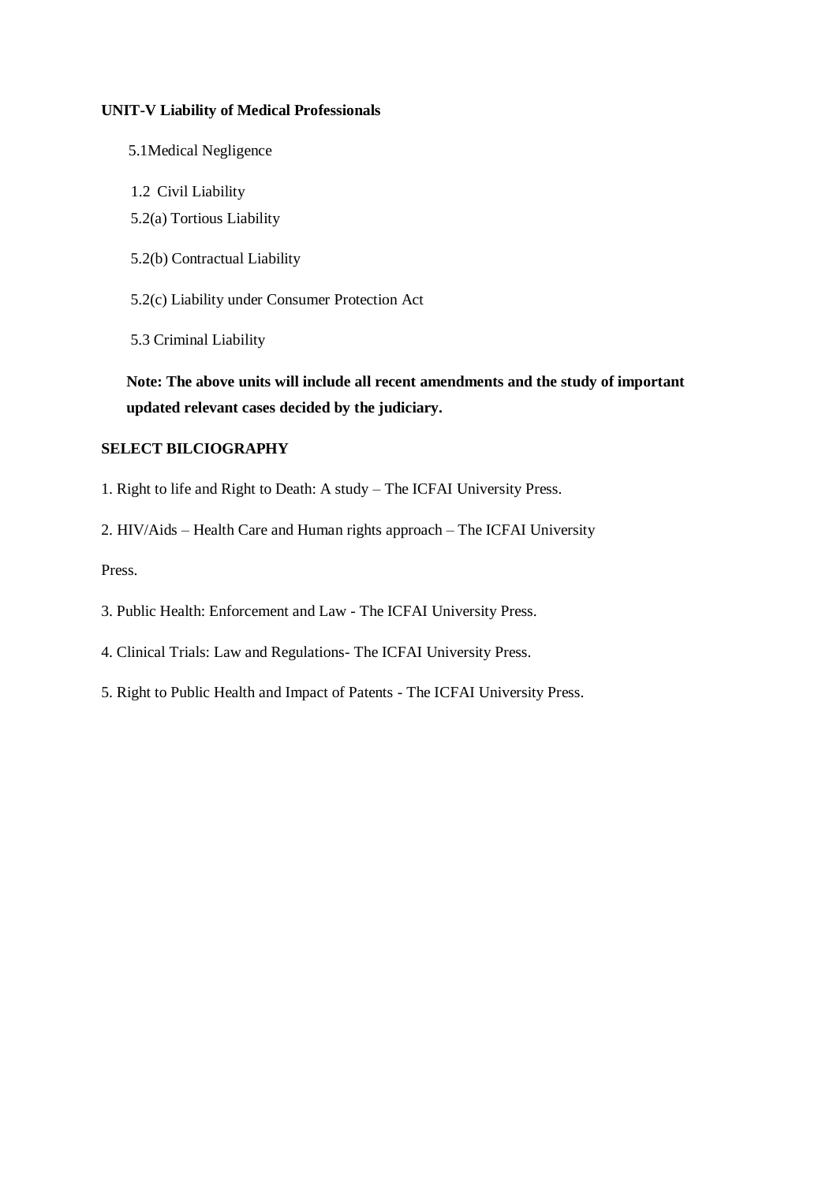**UNIT-V Liability of Medical Professionals**

5.1Medical Negligence

1.2 Civil Liability

5.2(a) Tortious Liability

5.2(b) Contractual Liability

5.2(c) Liability under Consumer Protection Act

5.3 Criminal Liability

**Note: The above units will include all recent amendments and the study of important updated relevant cases decided by the judiciary.**

**SELECT BILCIOGRAPHY**

1. Right to life and Right to Death: A study – The ICFAI University Press.

2. HIV/Aids – Health Care and Human rights approach – The ICFAI University Press.

3. Public Health: Enforcement and Law - The ICFAI University Press.

4. Clinical Trials: Law and Regulations- The ICFAI University Press.

5. Right to Public Health and Impact of Patents - The ICFAI University Press.